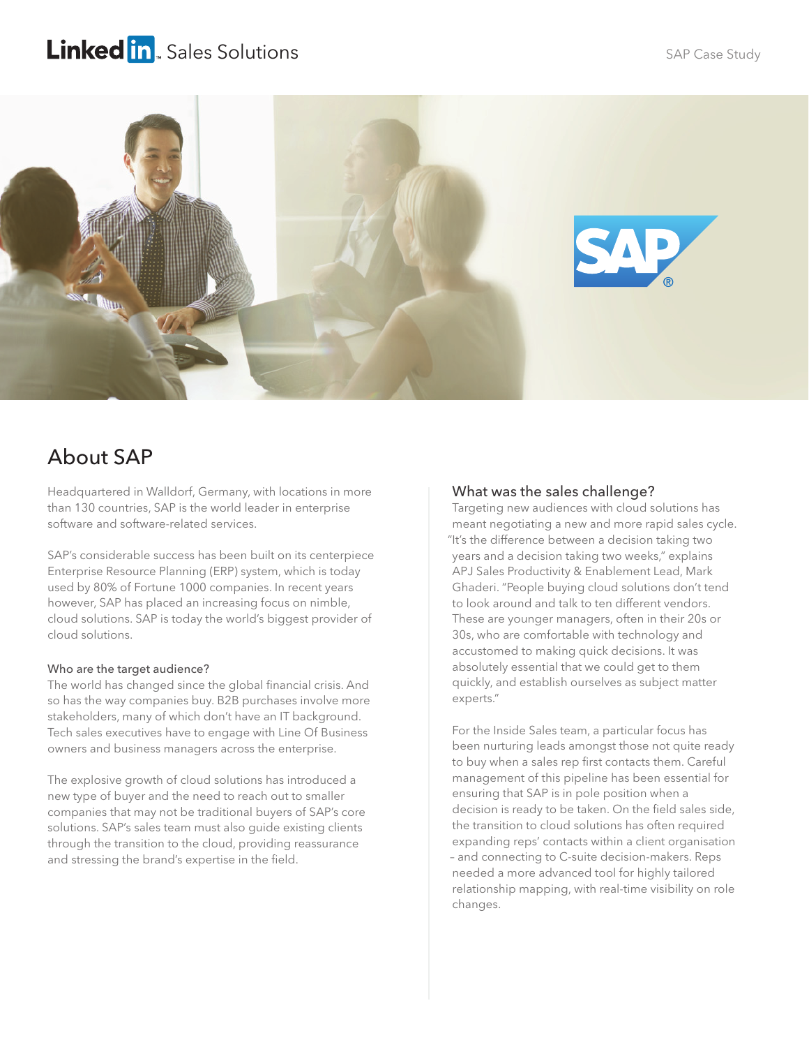# About SAP

Headquartered in Walldorf, Germany, with locations in more than 130 countries, SAP is the world leader in enterprise software and software-related services.

SAP's considerable success has been built on its centerpiece Enterprise Resource Planning (ERP) system, which is today used by 80% of Fortune 1000 companies. In recent years however, SAP has placed an increasing focus on nimble, cloud solutions. SAP is today the world's biggest provider of cloud solutions.

### Who are the target audience?

The world has changed since the global financial crisis. And so has the way companies buy. B2B purchases involve more stakeholders, many of which don't have an IT background. Tech sales executives have to engage with Line Of Business owners and business managers across the enterprise.

The explosive growth of cloud solutions has introduced a new type of buyer and the need to reach out to smaller companies that may not be traditional buyers of SAP's core solutions. SAP's sales team must also guide existing clients through the transition to the cloud, providing reassurance and stressing the brand's expertise in the field.

## What was the sales challenge?

Targeting new audiences with cloud solutions has meant negotiating a new and more rapid sales cycle. "It's the difference between a decision taking two years and a decision taking two weeks," explains APJ Sales Productivity & Enablement Lead, Mark Ghaderi. "People buying cloud solutions don't tend to look around and talk to ten different vendors. These are younger managers, often in their 20s or 30s, who are comfortable with technology and accustomed to making quick decisions. It was absolutely essential that we could get to them quickly, and establish ourselves as subject matter experts."

For the Inside Sales team, a particular focus has been nurturing leads amongst those not quite ready to buy when a sales rep first contacts them. Careful management of this pipeline has been essential for ensuring that SAP is in pole position when a decision is ready to be taken. On the field sales side, the transition to cloud solutions has often required expanding reps' contacts within a client organisation – and connecting to C-suite decision-makers. Reps needed a more advanced tool for highly tailored relationship mapping, with real-time visibility on role changes.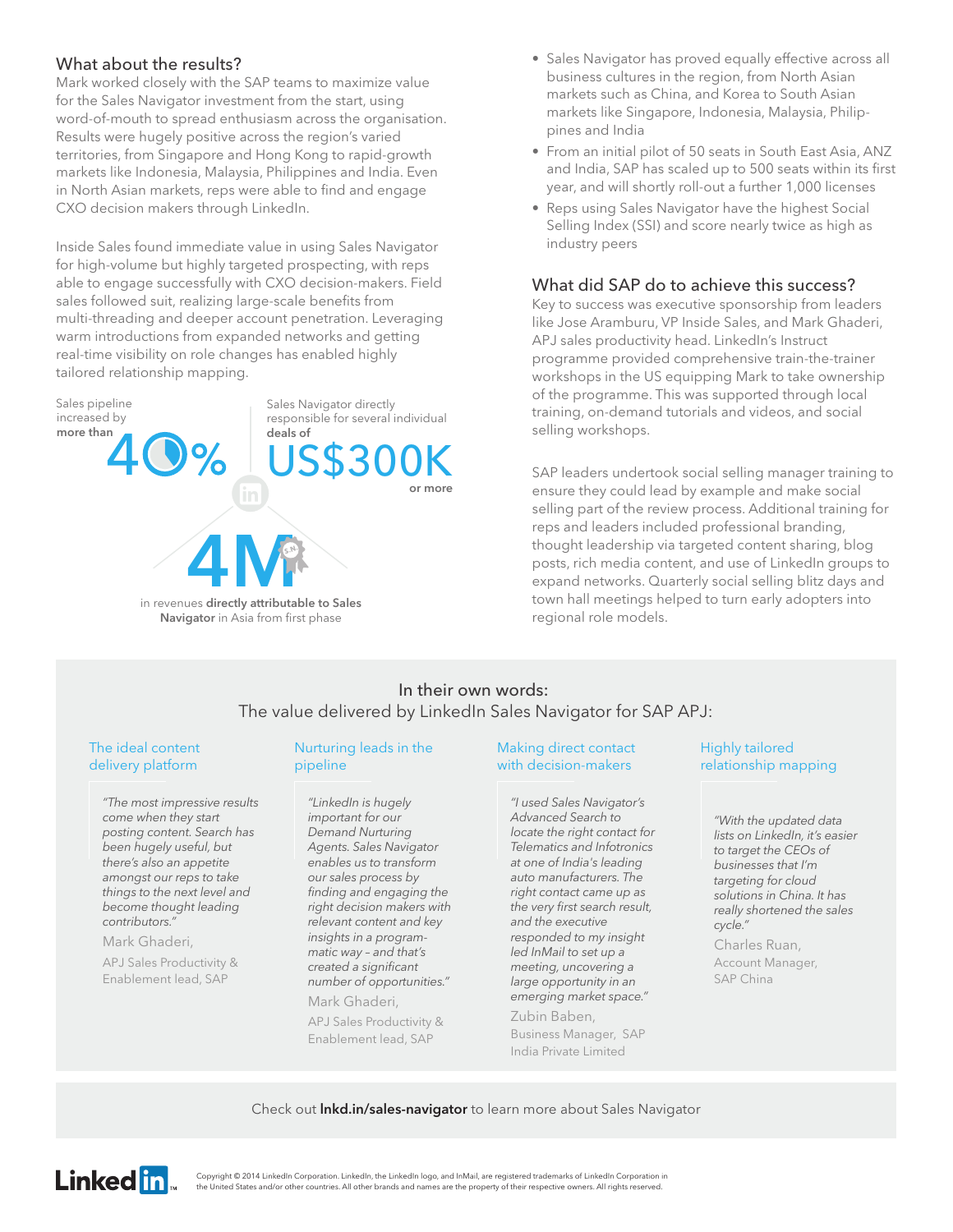## What about the results?

Mark worked closely with the SAP teams to maximize value for the Sales Navigator investment from the start, using word-of-mouth to spread enthusiasm across the organisation. Results were hugely positive across the region's varied territories, from Singapore and Hong Kong to rapid-growth markets like Indonesia, Malaysia, Philippines and India. Even in North Asian markets, reps were able to find and engage CXO decision makers through LinkedIn.

Inside Sales found immediate value in using Sales Navigator for high-volume but highly targeted prospecting, with reps able to engage successfully with CXO decision-makers. Field sales followed suit, realizing large-scale benefits from multi-threading and deeper account penetration. Leveraging warm introductions from expanded networks and getting real-time visibility on role changes has enabled highly tailored relationship mapping.

Sales pipeline increased by **more than** 40%

Sales Navigator directly responsible for several individual **deals of** US$300K **or more**

4M in revenues **directly attributable to Sales Navigator** in Asia from first phase

- Sales Navigator has proved equally effective across all business cultures in the region, from North Asian markets such as China, and Korea to South Asian markets like Singapore, Indonesia, Malaysia, Philippines and India
- From an initial pilot of 50 seats in South East Asia, ANZ and India, SAP has scaled up to 500 seats within its first year, and will shortly roll-out a further 1,000 licenses
- Reps using Sales Navigator have the highest Social Selling Index (SSI) and score nearly twice as high as industry peers

## What did SAP do to achieve this success?

Key to success was executive sponsorship from leaders like Jose Aramburu, VP Inside Sales, and Mark Ghaderi, APJ sales productivity head. LinkedIn's Instruct programme provided comprehensive train-the-trainer workshops in the US equipping Mark to take ownership of the programme. This was supported through local training, on-demand tutorials and videos, and social selling workshops.

SAP leaders undertook social selling manager training to ensure they could lead by example and make social selling part of the review process. Additional training for reps and leaders included professional branding, thought leadership via targeted content sharing, blog posts, rich media content, and use of LinkedIn groups to expand networks. Quarterly social selling blitz days and town hall meetings helped to turn early adopters into regional role models.

## In their own words: The value delivered by LinkedIn Sales Navigator for SAP APJ:

### The ideal content delivery platform

*"The most impressive results come when they start posting content. Search has been hugely useful, but there's also an appetite amongst our reps to take things to the next level and become thought leading contributors."*

Mark Ghaderi,
APJ Sales Productivity & Enablement lead, SAP

### Nurturing leads in the pipeline

*"LinkedIn is hugely important for our Demand Nurturing Agents. Sales Navigator enables us to transform our sales process by finding and engaging the right decision makers with relevant content and key insights in a programmatic way – and that's created a significant number of opportunities."*

Mark Ghaderi,
APJ Sales Productivity & Enablement lead, SAP

### Making direct contact with decision-makers

*"I used Sales Navigator's Advanced Search to locate the right contact for Telematics and Infotronics at one of India's leading auto manufacturers. The right contact came up as the very first search result, and the executive responded to my insight led InMail to set up a meeting, uncovering a large opportunity in an emerging market space."*

Zubin Baben,
Business Manager, SAP India Private Limited

### Highly tailored relationship mapping

*"With the updated data lists on LinkedIn, it's easier to target the CEOs of businesses that I'm targeting for cloud solutions in China. It has really shortened the sales cycle."*

Charles Ruan,
Account Manager, SAP China

Check out **lnkd.in/sales-navigator** to learn more about Sales Navigator

LinkedIn

Copyright © 2014 LinkedIn Corporation. LinkedIn, the LinkedIn logo, and InMail, are registered trademarks of LinkedIn Corporation in the United States and/or other countries. All other brands and names are the property of their respective owners. All rights reserved.